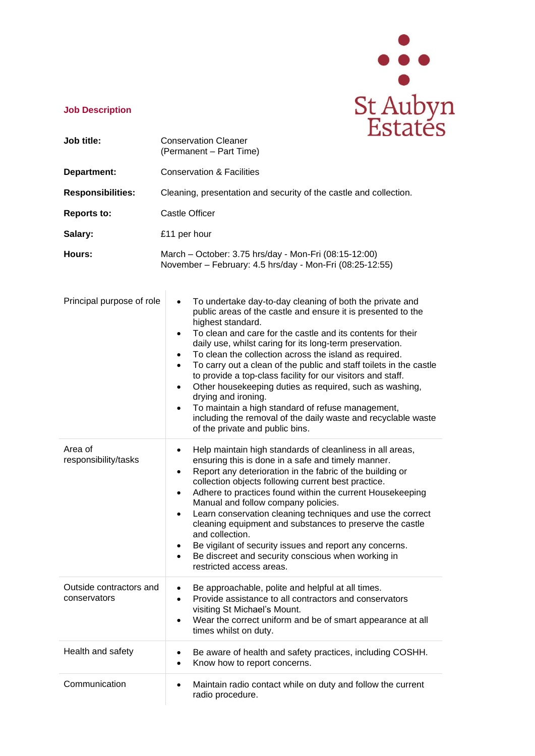St Aubyn Estates

## Job Description

| | |
|---|---|
| **Job title:** | Conservation Cleaner (Permanent – Part Time) |
| **Department:** | Conservation & Facilities |
| **Responsibilities:** | Cleaning, presentation and security of the castle and collection. |
| **Reports to:** | Castle Officer |
| **Salary:** | £11 per hour |
| **Hours:** | March – October: 3.75 hrs/day - Mon-Fri (08:15-12:00)<br>November – February: 4.5 hrs/day - Mon-Fri (08:25-12:55) |

| | |
|---|---|
| Principal purpose of role | • To undertake day-to-day cleaning of both the private and public areas of the castle and ensure it is presented to the highest standard.<br>• To clean and care for the castle and its contents for their daily use, whilst caring for its long-term preservation.<br>• To clean the collection across the island as required.<br>• To carry out a clean of the public and staff toilets in the castle to provide a top-class facility for our visitors and staff.<br>• Other housekeeping duties as required, such as washing, drying and ironing.<br>• To maintain a high standard of refuse management, including the removal of the daily waste and recyclable waste of the private and public bins. |
| Area of responsibility/tasks | • Help maintain high standards of cleanliness in all areas, ensuring this is done in a safe and timely manner.<br>• Report any deterioration in the fabric of the building or collection objects following current best practice.<br>• Adhere to practices found within the current Housekeeping Manual and follow company policies.<br>• Learn conservation cleaning techniques and use the correct cleaning equipment and substances to preserve the castle and collection.<br>• Be vigilant of security issues and report any concerns.<br>• Be discreet and security conscious when working in restricted access areas. |
| Outside contractors and conservators | • Be approachable, polite and helpful at all times.<br>• Provide assistance to all contractors and conservators visiting St Michael's Mount.<br>• Wear the correct uniform and be of smart appearance at all times whilst on duty. |
| Health and safety | • Be aware of health and safety practices, including COSHH.<br>• Know how to report concerns. |
| Communication | • Maintain radio contact while on duty and follow the current radio procedure. |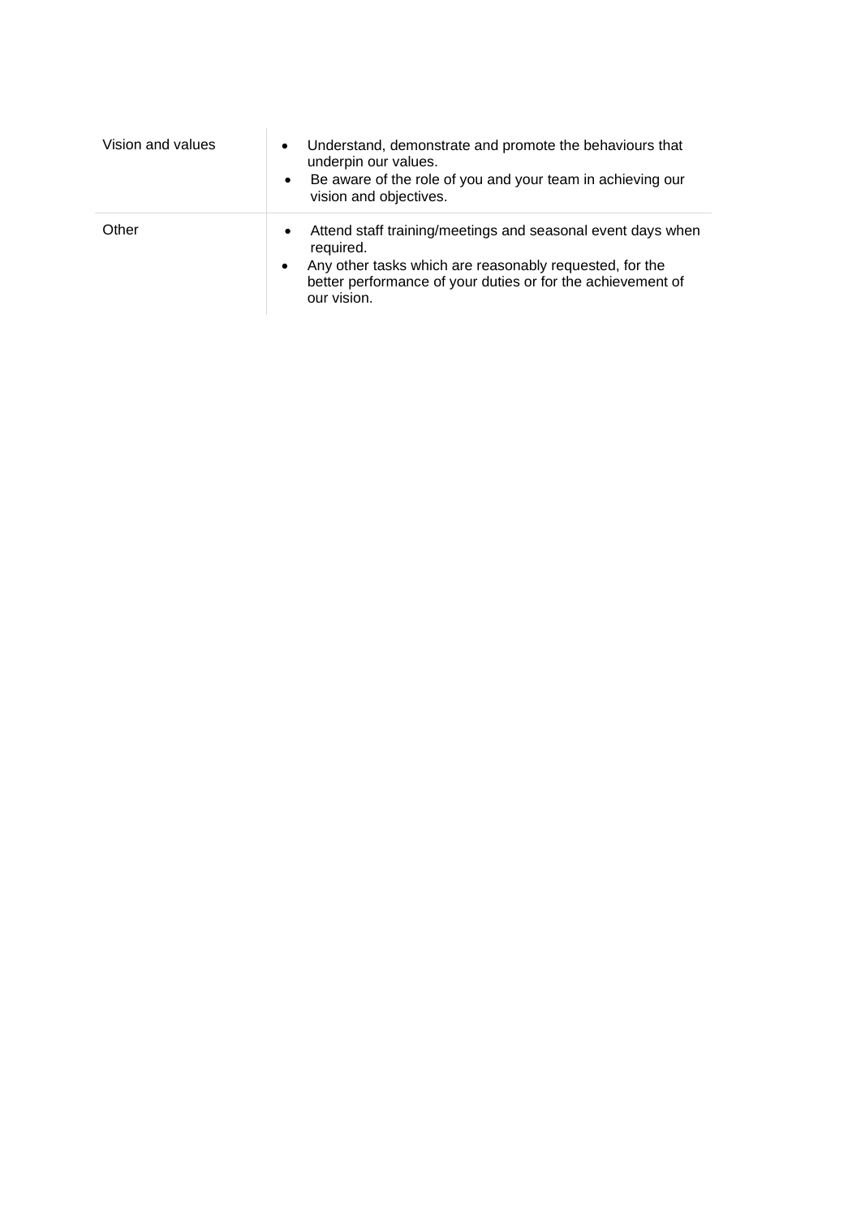| | |
|---|---|
| Vision and values | • Understand, demonstrate and promote the behaviours that underpin our values.<br>• Be aware of the role of you and your team in achieving our vision and objectives. |
| Other | • Attend staff training/meetings and seasonal event days when required.<br>• Any other tasks which are reasonably requested, for the better performance of your duties or for the achievement of our vision. |